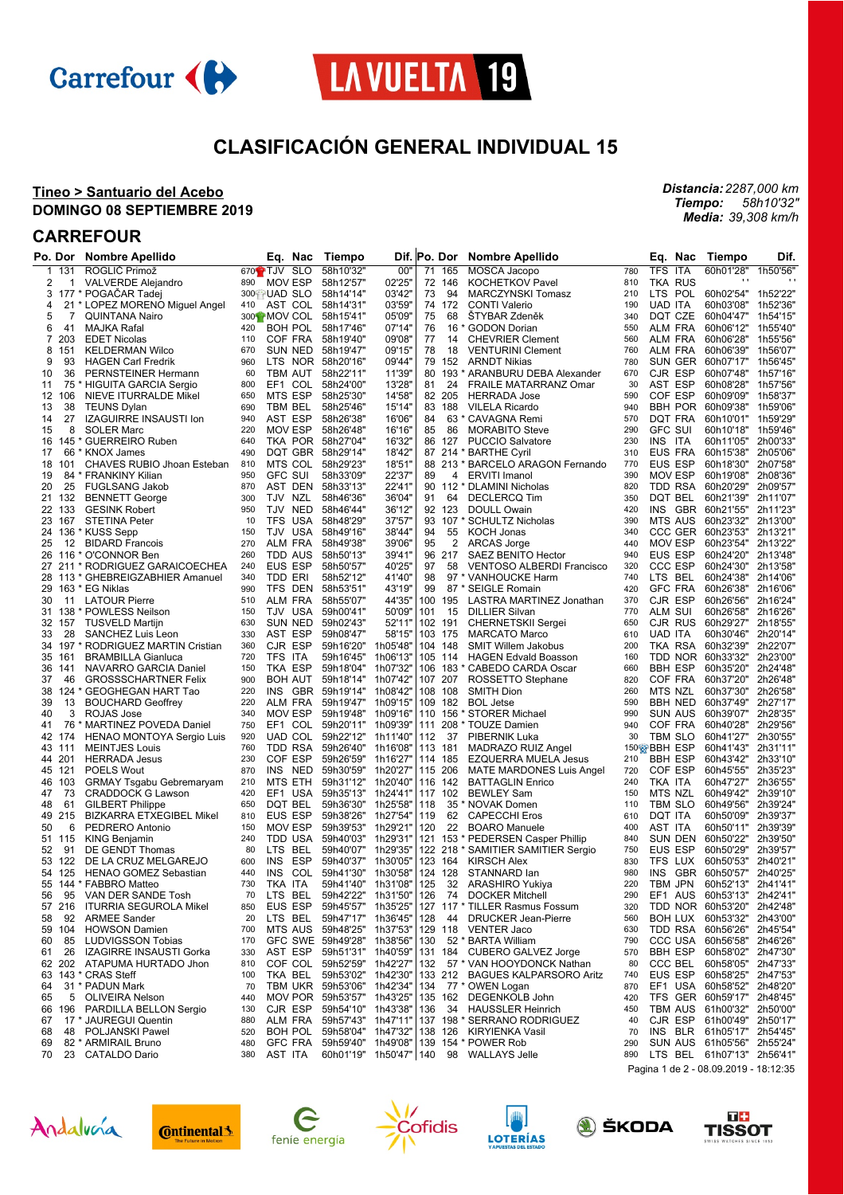Carrefour LA VUELTA 19

# CLASIFICACIÓN GENERAL INDIVIDUAL 15

**Tineo > Santuario del Acebo**
**DOMINGO 08 SEPTIEMBRE 2019**

*Distancia:* 2287,000 km
*Tiempo:* 58h10'32"
*Media:* 39,308 km/h

## CARREFOUR

| Po. | Dor | Nombre Apellido | | Eq. | Nac | Tiempo | Dif. |
|---|---|---|---|---|---|---|---|
| 1 | 131 | ROGLIČ Primož | 670 | TJV | SLO | 58h10'32" | 00" |
| 2 | 1 | VALVERDE Alejandro | 890 | MOV | ESP | 58h12'57" | 02'25" |
| 3 | 177 * | POGAČAR Tadej | 300 | UAD | SLO | 58h14'14" | 03'42" |
| 4 | 21 * | LOPEZ MORENO Miguel Angel | 410 | AST | COL | 58h14'31" | 03'59" |
| 5 | 7 | QUINTANA Nairo | 300 | MOV | COL | 58h15'41" | 05'09" |
| 6 | 41 | MAJKA Rafal | 420 | BOH | POL | 58h17'46" | 07'14" |
| 7 | 203 | EDET Nicolas | 110 | COF | FRA | 58h19'40" | 09'08" |
| 8 | 151 | KELDERMAN Wilco | 670 | SUN | NED | 58h19'47" | 09'15" |
| 9 | 93 | HAGEN Carl Fredrik | 960 | LTS | NOR | 58h20'16" | 09'44" |
| 10 | 36 | PERNSTEINER Hermann | 60 | TBM | AUT | 58h22'11" | 11'39" |
| 11 | 75 * | HIGUITA GARCIA Sergio | 800 | EF1 | COL | 58h24'00" | 13'28" |
| 12 | 106 | NIEVE ITURRALDE Mikel | 650 | MTS | ESP | 58h25'30" | 14'58" |
| 13 | 38 | TEUNS Dylan | 690 | TBM | BEL | 58h25'46" | 15'14" |
| 14 | 27 | IZAGUIRRE INSAUSTI Ion | 940 | AST | ESP | 58h26'38" | 16'06" |
| 15 | 8 | SOLER Marc | 220 | MOV | ESP | 58h26'48" | 16'16" |
| 16 | 145 * | GUERREIRO Ruben | 640 | TKA | POR | 58h27'04" | 16'32" |
| 17 | 66 * | KNOX James | 490 | DQT | GBR | 58h29'14" | 18'42" |
| 18 | 101 | CHAVES RUBIO Jhoan Esteban | 810 | MTS | COL | 58h29'23" | 18'51" |
| 19 | 84 * | FRANKINY Kilian | 950 | GFC | SUI | 58h33'09" | 22'37" |
| 20 | 25 | FUGLSANG Jakob | 870 | AST | DEN | 58h33'13" | 22'41" |
| 21 | 132 | BENNETT George | 300 | TJV | NZL | 58h46'36" | 36'04" |
| 22 | 133 | GESINK Robert | 950 | TJV | NED | 58h46'44" | 36'12" |
| 23 | 167 | STETINA Peter | 10 | TFS | USA | 58h48'29" | 37'57" |
| 24 | 136 * | KUSS Sepp | 150 | TJV | USA | 58h49'16" | 38'44" |
| 25 | 12 | BIDARD Francois | 270 | ALM | FRA | 58h49'38" | 39'06" |
| 26 | 116 * | O'CONNOR Ben | 260 | TDD | AUS | 58h50'13" | 39'41" |
| 27 | 211 * | RODRIGUEZ GARAICOECHEA | 240 | EUS | ESP | 58h50'57" | 40'25" |
| 28 | 113 * | GHEBREIGZABHIER Amanuel | 340 | TDD | ERI | 58h52'12" | 41'40" |
| 29 | 163 * | EG Niklas | 990 | TFS | DEN | 58h53'51" | 43'19" |
| 30 | 11 | LATOUR Pierre | 510 | ALM | FRA | 58h55'07" | 44'35" |
| 31 | 138 * | POWLESS Neilson | 150 | TJV | USA | 59h00'41" | 50'09" |
| 32 | 157 | TUSVELD Martijn | 630 | SUN | NED | 59h02'43" | 52'11" |
| 33 | 28 | SANCHEZ Luis Leon | 330 | AST | ESP | 59h08'47" | 58'15" |
| 34 | 197 * | RODRIGUEZ MARTIN Cristian | 360 | CJR | ESP | 59h16'20" | 1h05'48" |
| 35 | 161 | BRAMBILLA Gianluca | 720 | TFS | ITA | 59h16'45" | 1h06'13" |
| 36 | 141 | NAVARRO GARCIA Daniel | 150 | TKA | ESP | 59h18'04" | 1h07'32" |
| 37 | 46 | GROSSSCHARTNER Felix | 900 | BOH | AUT | 59h18'14" | 1h07'42" |
| 38 | 124 * | GEOGHEGAN HART Tao | 220 | INS | GBR | 59h19'14" | 1h08'42" |
| 39 | 13 | BOUCHARD Geoffrey | 220 | ALM | FRA | 59h19'47" | 1h09'15" |
| 40 | 3 | ROJAS Jose | 340 | MOV | ESP | 59h19'48" | 1h09'16" |
| 41 | 76 * | MARTINEZ POVEDA Daniel | 750 | EF1 | COL | 59h20'11" | 1h09'39" |
| 42 | 174 | HENAO MONTOYA Sergio Luis | 920 | UAD | COL | 59h22'12" | 1h11'40" |
| 43 | 111 | MEINTJES Louis | 760 | TDD | RSA | 59h26'40" | 1h16'08" |
| 44 | 201 | HERRADA Jesus | 230 | COF | ESP | 59h26'59" | 1h16'27" |
| 45 | 121 | POELS Wout | 870 | INS | NED | 59h30'59" | 1h20'27" |
| 46 | 103 | GRMAY Tsgabu Gebremaryam | 210 | MTS | ETH | 59h31'12" | 1h20'40" |
| 47 | 73 | CRADDOCK G Lawson | 420 | EF1 | USA | 59h35'13" | 1h24'41" |
| 48 | 61 | GILBERT Philippe | 650 | DQT | BEL | 59h36'30" | 1h25'58" |
| 49 | 215 | BIZKARRA ETXEGIBEL Mikel | 810 | EUS | ESP | 59h38'26" | 1h27'54" |
| 50 | 6 | PEDRERO Antonio | 150 | MOV | ESP | 59h39'53" | 1h29'21" |
| 51 | 115 | KING Benjamin | 240 | TDD | USA | 59h40'03" | 1h29'31" |
| 52 | 91 | DE GENDT Thomas | 80 | LTS | BEL | 59h40'07" | 1h29'35" |
| 53 | 122 | DE LA CRUZ MELGAREJO | 600 | INS | ESP | 59h40'37" | 1h30'05" |
| 54 | 125 | HENAO GOMEZ Sebastian | 440 | INS | COL | 59h41'30" | 1h30'58" |
| 55 | 144 * | FABBRO Matteo | 730 | TKA | ITA | 59h41'40" | 1h31'08" |
| 56 | 95 | VAN DER SANDE Tosh | 70 | LTS | BEL | 59h42'22" | 1h31'50" |
| 57 | 216 | ITURRIA SEGUROLA Mikel | 850 | EUS | ESP | 59h45'57" | 1h35'25" |
| 58 | 92 | ARMEE Sander | 20 | LTS | BEL | 59h47'17" | 1h36'45" |
| 59 | 104 | HOWSON Damien | 700 | MTS | AUS | 59h48'25" | 1h37'53" |
| 60 | 85 | LUDVIGSSON Tobias | 170 | GFC | SWE | 59h49'28" | 1h38'56" |
| 61 | 26 | IZAGIRRE INSAUSTI Gorka | 330 | AST | ESP | 59h51'31" | 1h40'59" |
| 62 | 202 | ATAPUMA HURTADO Jhon | 810 | COF | COL | 59h52'59" | 1h42'27" |
| 63 | 143 * | CRAS Steff | 100 | TKA | BEL | 59h53'02" | 1h42'30" |
| 64 | 31 * | PADUN Mark | 70 | TBM | UKR | 59h53'06" | 1h42'34" |
| 65 | 5 | OLIVEIRA Nelson | 440 | MOV | POR | 59h53'57" | 1h43'25" |
| 66 | 196 | PARDILLA BELLON Sergio | 130 | CJR | ESP | 59h54'10" | 1h43'38" |
| 67 | 17 * | JAUREGUI Quentin | 880 | ALM | FRA | 59h57'43" | 1h47'11" |
| 68 | 48 | POLJANSKI Pawel | 520 | BOH | POL | 59h58'04" | 1h47'32" |
| 69 | 82 * | ARMIRAIL Bruno | 480 | GFC | FRA | 59h59'40" | 1h49'08" |
| 70 | 23 | CATALDO Dario | 380 | AST | ITA | 60h01'19" | 1h50'47" |
| 71 | 165 | MOSCA Jacopo | 780 | TFS | ITA | 60h01'28" | 1h50'56" |
| 72 | 146 | KOCHETKOV Pavel | 810 | TKA | RUS | " | " |
| 73 | 94 | MARCZYNSKI Tomasz | 210 | LTS | POL | 60h02'54" | 1h52'22" |
| 74 | 172 | CONTI Valerio | 190 | UAD | ITA | 60h03'08" | 1h52'36" |
| 75 | 68 | ŠTYBAR Zdeněk | 340 | DQT | CZE | 60h04'47" | 1h54'15" |
| 76 | 16 * | GODON Dorian | 550 | ALM | FRA | 60h06'12" | 1h55'40" |
| 77 | 14 | CHEVRIER Clement | 560 | ALM | FRA | 60h06'28" | 1h55'56" |
| 78 | 18 | VENTURINI Clement | 760 | ALM | FRA | 60h06'39" | 1h56'07" |
| 79 | 152 | ARNDT Nikias | 780 | SUN | GER | 60h07'17" | 1h56'45" |
| 80 | 193 * | ARANBURU DEBA Alexander | 670 | CJR | ESP | 60h07'48" | 1h57'16" |
| 81 | 24 | FRAILE MATARRANZ Omar | 30 | AST | ESP | 60h08'28" | 1h57'56" |
| 82 | 205 | HERRADA Jose | 590 | COF | ESP | 60h09'09" | 1h58'37" |
| 83 | 188 | VILELA Ricardo | 940 | BBH | POR | 60h09'38" | 1h59'06" |
| 84 | 63 * | CAVAGNA Remi | 570 | DQT | FRA | 60h10'01" | 1h59'29" |
| 85 | 86 | MORABITO Steve | 290 | GFC | SUI | 60h10'18" | 1h59'46" |
| 86 | 127 | PUCCIO Salvatore | 230 | INS | ITA | 60h11'05" | 2h00'33" |
| 87 | 214 * | BARTHE Cyril | 310 | EUS | FRA | 60h15'38" | 2h05'06" |
| 88 | 213 * | BARCELO ARAGON Fernando | 770 | EUS | ESP | 60h18'30" | 2h07'58" |
| 89 | 4 | ERVITI Imanol | 390 | MOV | ESP | 60h19'08" | 2h08'36" |
| 90 | 112 * | DLAMINI Nicholas | 820 | TDD | RSA | 60h20'29" | 2h09'57" |
| 91 | 64 | DECLERCQ Tim | 350 | DQT | BEL | 60h21'39" | 2h11'07" |
| 92 | 123 | DOULL Owain | 420 | INS | GBR | 60h21'55" | 2h11'23" |
| 93 | 107 * | SCHULTZ Nicholas | 390 | MTS | AUS | 60h23'32" | 2h13'00" |
| 94 | 55 | KOCH Jonas | 340 | CCC | GER | 60h23'53" | 2h13'21" |
| 95 | 2 | ARCAS Jorge | 440 | MOV | ESP | 60h23'54" | 2h13'22" |
| 96 | 217 | SAEZ BENITO Hector | 940 | EUS | ESP | 60h24'20" | 2h13'48" |
| 97 | 58 | VENTOSO ALBERDI Francisco | 320 | CCC | ESP | 60h24'30" | 2h13'58" |
| 98 | 97 * | VANHOUCKE Harm | 740 | LTS | BEL | 60h24'38" | 2h14'06" |
| 99 | 87 * | SEIGLE Romain | 420 | GFC | FRA | 60h26'38" | 2h16'06" |
| 100 | 195 | LASTRA MARTINEZ Jonathan | 370 | CJR | ESP | 60h26'56" | 2h16'24" |
| 101 | 15 | DILLIER Silvan | 770 | ALM | SUI | 60h26'58" | 2h16'26" |
| 102 | 191 | CHERNETSKII Sergei | 650 | CJR | RUS | 60h29'27" | 2h18'55" |
| 103 | 175 | MARCATO Marco | 610 | UAD | ITA | 60h30'46" | 2h20'14" |
| 104 | 148 | SMIT Willem Jakobus | 200 | TKA | RSA | 60h32'39" | 2h22'07" |
| 105 | 114 | HAGEN Edvald Boasson | 160 | TDD | NOR | 60h33'32" | 2h23'00" |
| 106 | 183 * | CABEDO CARDA Oscar | 660 | BBH | ESP | 60h35'20" | 2h24'48" |
| 107 | 207 | ROSSETTO Stephane | 820 | COF | FRA | 60h37'20" | 2h26'48" |
| 108 | 108 | SMITH Dion | 260 | MTS | NZL | 60h37'30" | 2h26'58" |
| 109 | 182 | BOL Jetse | 590 | BBH | NED | 60h37'49" | 2h27'17" |
| 110 | 156 * | STORER Michael | 990 | SUN | AUS | 60h39'07" | 2h28'35" |
| 111 | 208 * | TOUZE Damien | 940 | COF | FRA | 60h40'28" | 2h29'56" |
| 112 | 37 | PIBERNIK Luka | 350 | TBM | SLO | 60h41'27" | 2h30'55" |
| 113 | 181 | MADRAZO RUIZ Angel | 150 | BBH | ESP | 60h41'43" | 2h31'11" |
| 114 | 185 | EZQUERRA MUELA Jesus | 210 | BBH | ESP | 60h43'42" | 2h33'10" |
| 115 | 206 | MATE MARDONES Luis Angel | 720 | COF | ESP | 60h45'55" | 2h35'23" |
| 116 | 142 | BATTAGLIN Enrico | 240 | TKA | ITA | 60h47'27" | 2h36'55" |
| 117 | 102 | BEWLEY Sam | 150 | MTS | NZL | 60h49'42" | 2h39'10" |
| 118 | 35 * | NOVAK Domen | 110 | TBM | SLO | 60h49'56" | 2h39'24" |
| 119 | 62 | CAPECCHI Eros | 610 | DQT | ITA | 60h50'09" | 2h39'37" |
| 120 | 22 | BOARO Manuele | 400 | AST | ITA | 60h50'11" | 2h39'39" |
| 121 | 153 * | PEDERSEN Casper Phillip | 840 | SUN | DEN | 60h50'22" | 2h39'50" |
| 122 | 218 * | SAMITIER SAMITIER Sergio | 750 | EUS | ESP | 60h50'29" | 2h39'57" |
| 123 | 164 | KIRSCH Alex | 830 | TFS | LUX | 60h50'53" | 2h40'21" |
| 124 | 128 | STANNARD Ian | 980 | INS | GBR | 60h50'57" | 2h40'25" |
| 125 | 32 | ARASHIRO Yukiya | 220 | TBM | JPN | 60h52'13" | 2h41'41" |
| 126 | 74 | DOCKER Mitchell | 290 | EF1 | AUS | 60h53'13" | 2h42'41" |
| 127 | 117 * | TILLER Rasmus Fossum | 320 | TDD | NOR | 60h53'20" | 2h42'48" |
| 128 | 44 | DRUCKER Jean-Pierre | 560 | BOH | LUX | 60h53'32" | 2h43'00" |
| 129 | 118 | VENTER Jaco | 630 | TDD | RSA | 60h56'26" | 2h45'54" |
| 130 | 52 * | BARTA William | 790 | CCC | USA | 60h56'58" | 2h46'26" |
| 131 | 184 | CUBERO GALVEZ Jorge | 570 | BBH | ESP | 60h58'02" | 2h47'30" |
| 132 | 57 * | VAN HOOYDONCK Nathan | 80 | CCC | BEL | 60h58'05" | 2h47'33" |
| 133 | 212 | BAGUES KALPARSORO Aritz | 740 | EUS | ESP | 60h58'25" | 2h47'53" |
| 134 | 77 * | OWEN Logan | 870 | EF1 | USA | 60h58'52" | 2h48'20" |
| 135 | 162 | DEGENKOLB John | 420 | TFS | GER | 60h59'17" | 2h48'45" |
| 136 | 34 | HAUSSLER Heinrich | 450 | TBM | AUS | 61h00'32" | 2h50'00" |
| 137 | 198 * | SERRANO RODRIGUEZ | 40 | CJR | ESP | 61h00'49" | 2h50'17" |
| 138 | 126 | KIRYIENKA Vasil | 70 | INS | BLR | 61h05'17" | 2h54'45" |
| 139 | 154 * | POWER Rob | 290 | SUN | AUS | 61h05'56" | 2h55'24" |
| 140 | 98 | WALLAYS Jelle | 890 | LTS | BEL | 61h07'13" | 2h56'41" |

Pagina 1 de 2 - 08.09.2019 - 18:12:35

Andalucía · Continental · fenie energía · Cofidis · LOTERÍAS Y APUESTAS DEL ESTADO · ŠKODA · TISSOT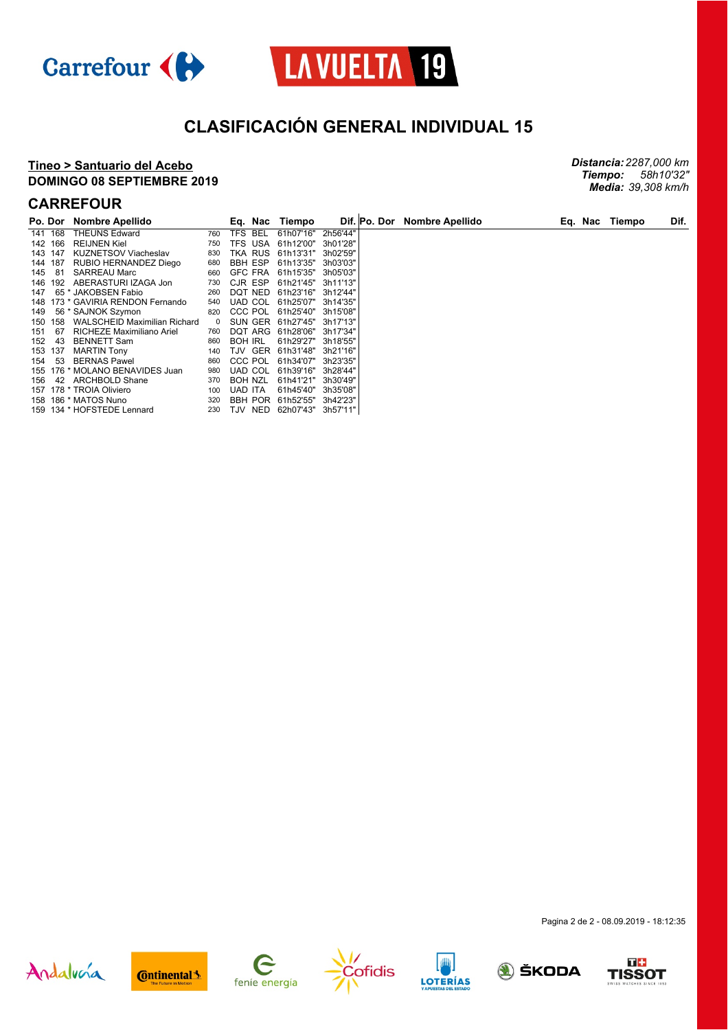## CLASIFICACIÓN GENERAL INDIVIDUAL 15

**Tineo > Santuario del Acebo**
**DOMINGO 08 SEPTIEMBRE 2019**

***Distancia:*** *2287,000 km*
***Tiempo:*** *58h10'32"*
***Media:*** *39,308 km/h*

## CARREFOUR

| Po. | Dor | Nombre Apellido | | Eq. | Nac | Tiempo | Dif. |
|---|---|---|---|---|---|---|---|
| 141 | 168 | THEUNS Edward | 760 | TFS | BEL | 61h07'16" | 2h56'44" |
| 142 | 166 | REIJNEN Kiel | 750 | TFS | USA | 61h12'00" | 3h01'28" |
| 143 | 147 | KUZNETSOV Viacheslav | 830 | TKA | RUS | 61h13'31" | 3h02'59" |
| 144 | 187 | RUBIO HERNANDEZ Diego | 680 | BBH | ESP | 61h13'35" | 3h03'03" |
| 145 | 81 | SARREAU Marc | 660 | GFC | FRA | 61h15'35" | 3h05'03" |
| 146 | 192 | ABERASTURI IZAGA Jon | 730 | CJR | ESP | 61h21'45" | 3h11'13" |
| 147 | 65 | * JAKOBSEN Fabio | 260 | DQT | NED | 61h23'16" | 3h12'44" |
| 148 | 173 | * GAVIRIA RENDON Fernando | 540 | UAD | COL | 61h25'07" | 3h14'35" |
| 149 | 56 | * SAJNOK Szymon | 820 | CCC | POL | 61h25'40" | 3h15'08" |
| 150 | 158 | WALSCHEID Maximilian Richard | 0 | SUN | GER | 61h27'45" | 3h17'13" |
| 151 | 67 | RICHEZE Maximiliano Ariel | 760 | DQT | ARG | 61h28'06" | 3h17'34" |
| 152 | 43 | BENNETT Sam | 860 | BOH | IRL | 61h29'27" | 3h18'55" |
| 153 | 137 | MARTIN Tony | 140 | TJV | GER | 61h31'48" | 3h21'16" |
| 154 | 53 | BERNAS Pawel | 860 | CCC | POL | 61h34'07" | 3h23'35" |
| 155 | 176 | * MOLANO BENAVIDES Juan | 980 | UAD | COL | 61h39'16" | 3h28'44" |
| 156 | 42 | ARCHBOLD Shane | 370 | BOH | NZL | 61h41'21" | 3h30'49" |
| 157 | 178 | * TROIA Oliviero | 100 | UAD | ITA | 61h45'40" | 3h35'08" |
| 158 | 186 | * MATOS Nuno | 320 | BBH | POR | 61h52'55" | 3h42'23" |
| 159 | 134 | * HOFSTEDE Lennard | 230 | TJV | NED | 62h07'43" | 3h57'11" |